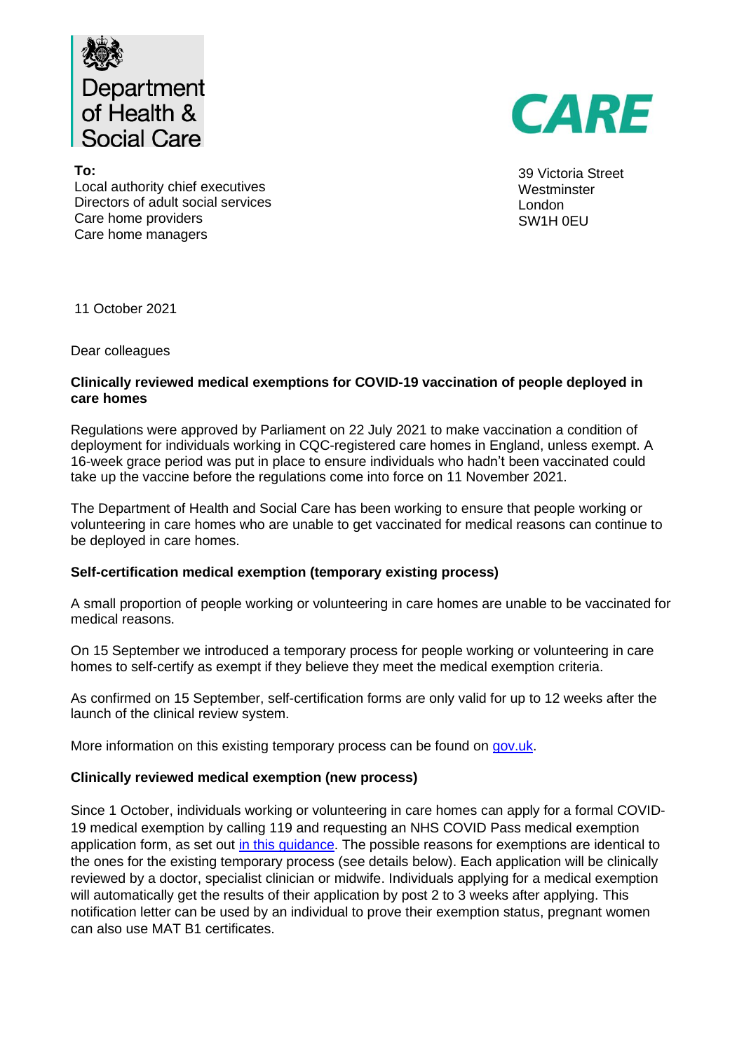Department of Health & Social Care

CARE

**To:**
Local authority chief executives
Directors of adult social services
Care home providers
Care home managers

39 Victoria Street
Westminster
London
SW1H 0EU

11 October 2021

Dear colleagues

**Clinically reviewed medical exemptions for COVID-19 vaccination of people deployed in care homes**

Regulations were approved by Parliament on 22 July 2021 to make vaccination a condition of deployment for individuals working in CQC-registered care homes in England, unless exempt. A 16-week grace period was put in place to ensure individuals who hadn't been vaccinated could take up the vaccine before the regulations come into force on 11 November 2021.

The Department of Health and Social Care has been working to ensure that people working or volunteering in care homes who are unable to get vaccinated for medical reasons can continue to be deployed in care homes.

**Self-certification medical exemption (temporary existing process)**

A small proportion of people working or volunteering in care homes are unable to be vaccinated for medical reasons.

On 15 September we introduced a temporary process for people working or volunteering in care homes to self-certify as exempt if they believe they meet the medical exemption criteria.

As confirmed on 15 September, self-certification forms are only valid for up to 12 weeks after the launch of the clinical review system.

More information on this existing temporary process can be found on gov.uk.

**Clinically reviewed medical exemption (new process)**

Since 1 October, individuals working or volunteering in care homes can apply for a formal COVID-19 medical exemption by calling 119 and requesting an NHS COVID Pass medical exemption application form, as set out in this guidance. The possible reasons for exemptions are identical to the ones for the existing temporary process (see details below). Each application will be clinically reviewed by a doctor, specialist clinician or midwife. Individuals applying for a medical exemption will automatically get the results of their application by post 2 to 3 weeks after applying. This notification letter can be used by an individual to prove their exemption status, pregnant women can also use MAT B1 certificates.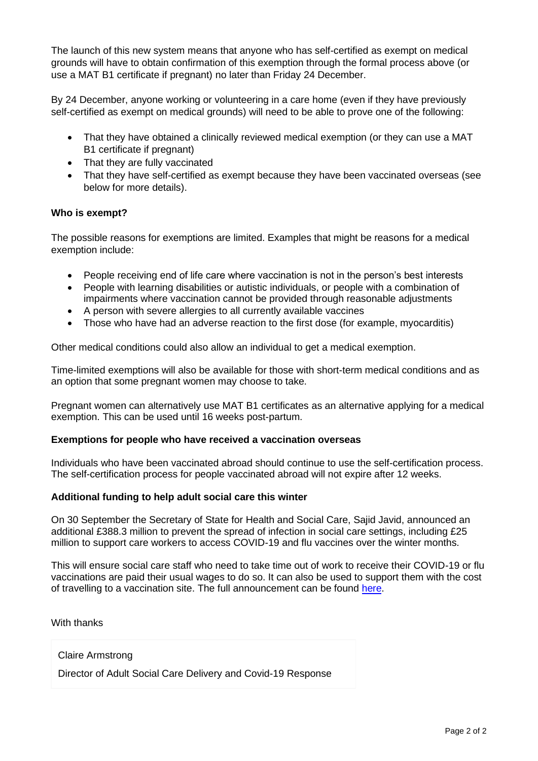The launch of this new system means that anyone who has self-certified as exempt on medical grounds will have to obtain confirmation of this exemption through the formal process above (or use a MAT B1 certificate if pregnant) no later than Friday 24 December.

By 24 December, anyone working or volunteering in a care home (even if they have previously self-certified as exempt on medical grounds) will need to be able to prove one of the following:

- That they have obtained a clinically reviewed medical exemption (or they can use a MAT B1 certificate if pregnant)
- That they are fully vaccinated
- That they have self-certified as exempt because they have been vaccinated overseas (see below for more details).

**Who is exempt?**

The possible reasons for exemptions are limited. Examples that might be reasons for a medical exemption include:

- People receiving end of life care where vaccination is not in the person's best interests
- People with learning disabilities or autistic individuals, or people with a combination of impairments where vaccination cannot be provided through reasonable adjustments
- A person with severe allergies to all currently available vaccines
- Those who have had an adverse reaction to the first dose (for example, myocarditis)

Other medical conditions could also allow an individual to get a medical exemption.

Time-limited exemptions will also be available for those with short-term medical conditions and as an option that some pregnant women may choose to take.

Pregnant women can alternatively use MAT B1 certificates as an alternative applying for a medical exemption. This can be used until 16 weeks post-partum.

**Exemptions for people who have received a vaccination overseas**

Individuals who have been vaccinated abroad should continue to use the self-certification process. The self-certification process for people vaccinated abroad will not expire after 12 weeks.

**Additional funding to help adult social care this winter**

On 30 September the Secretary of State for Health and Social Care, Sajid Javid, announced an additional £388.3 million to prevent the spread of infection in social care settings, including £25 million to support care workers to access COVID-19 and flu vaccines over the winter months.

This will ensure social care staff who need to take time out of work to receive their COVID-19 or flu vaccinations are paid their usual wages to do so. It can also be used to support them with the cost of travelling to a vaccination site. The full announcement can be found here.

With thanks

Claire Armstrong

Director of Adult Social Care Delivery and Covid-19 Response